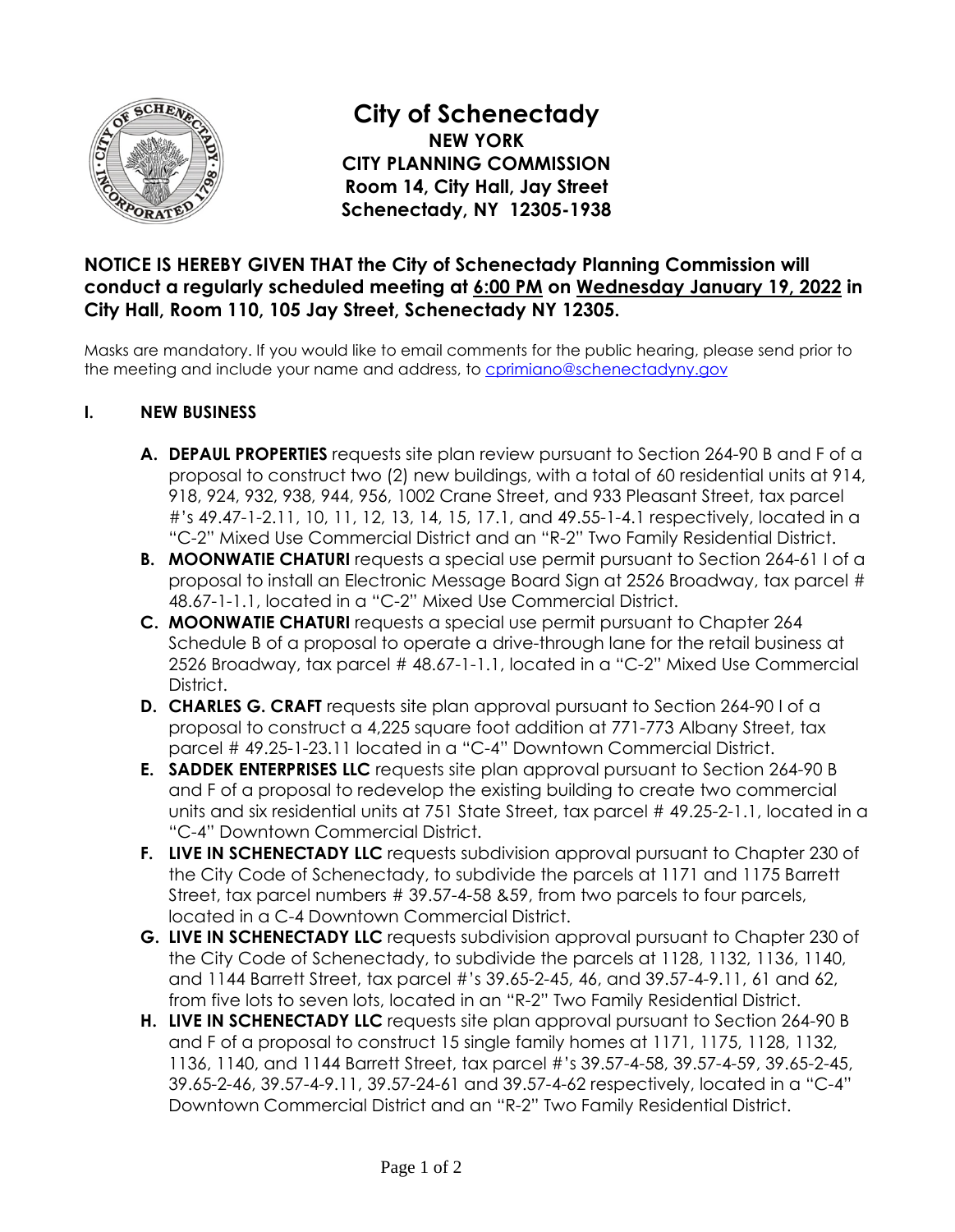# City of Schenectady

**NEW YORK**
**CITY PLANNING COMMISSION**
**Room 14, City Hall, Jay Street**
**Schenectady, NY 12305-1938**

**NOTICE IS HEREBY GIVEN THAT the City of Schenectady Planning Commission will conduct a regularly scheduled meeting at 6:00 PM on Wednesday January 19, 2022 in City Hall, Room 110, 105 Jay Street, Schenectady NY 12305.**

Masks are mandatory. If you would like to email comments for the public hearing, please send prior to the meeting and include your name and address, to cprimiano@schenectadyny.gov

## I. NEW BUSINESS

- **A. DEPAUL PROPERTIES** requests site plan review pursuant to Section 264-90 B and F of a proposal to construct two (2) new buildings, with a total of 60 residential units at 914, 918, 924, 932, 938, 944, 956, 1002 Crane Street, and 933 Pleasant Street, tax parcel #'s 49.47-1-2.11, 10, 11, 12, 13, 14, 15, 17.1, and 49.55-1-4.1 respectively, located in a "C-2" Mixed Use Commercial District and an "R-2" Two Family Residential District.
- **B. MOONWATIE CHATURI** requests a special use permit pursuant to Section 264-61 I of a proposal to install an Electronic Message Board Sign at 2526 Broadway, tax parcel # 48.67-1-1.1, located in a "C-2" Mixed Use Commercial District.
- **C. MOONWATIE CHATURI** requests a special use permit pursuant to Chapter 264 Schedule B of a proposal to operate a drive-through lane for the retail business at 2526 Broadway, tax parcel # 48.67-1-1.1, located in a "C-2" Mixed Use Commercial District.
- **D. CHARLES G. CRAFT** requests site plan approval pursuant to Section 264-90 I of a proposal to construct a 4,225 square foot addition at 771-773 Albany Street, tax parcel # 49.25-1-23.11 located in a "C-4" Downtown Commercial District.
- **E. SADDEK ENTERPRISES LLC** requests site plan approval pursuant to Section 264-90 B and F of a proposal to redevelop the existing building to create two commercial units and six residential units at 751 State Street, tax parcel # 49.25-2-1.1, located in a "C-4" Downtown Commercial District.
- **F. LIVE IN SCHENECTADY LLC** requests subdivision approval pursuant to Chapter 230 of the City Code of Schenectady, to subdivide the parcels at 1171 and 1175 Barrett Street, tax parcel numbers # 39.57-4-58 &59, from two parcels to four parcels, located in a C-4 Downtown Commercial District.
- **G. LIVE IN SCHENECTADY LLC** requests subdivision approval pursuant to Chapter 230 of the City Code of Schenectady, to subdivide the parcels at 1128, 1132, 1136, 1140, and 1144 Barrett Street, tax parcel #'s 39.65-2-45, 46, and 39.57-4-9.11, 61 and 62, from five lots to seven lots, located in an "R-2" Two Family Residential District.
- **H. LIVE IN SCHENECTADY LLC** requests site plan approval pursuant to Section 264-90 B and F of a proposal to construct 15 single family homes at 1171, 1175, 1128, 1132, 1136, 1140, and 1144 Barrett Street, tax parcel #'s 39.57-4-58, 39.57-4-59, 39.65-2-45, 39.65-2-46, 39.57-4-9.11, 39.57-24-61 and 39.57-4-62 respectively, located in a "C-4" Downtown Commercial District and an "R-2" Two Family Residential District.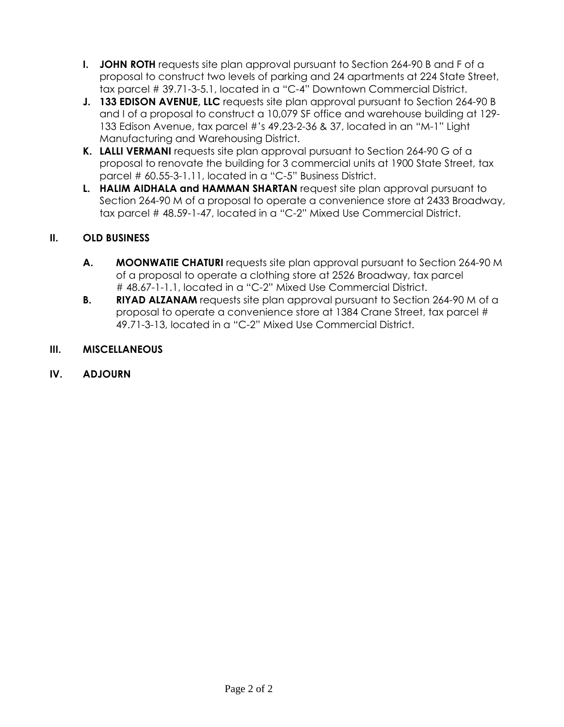- **I. JOHN ROTH** requests site plan approval pursuant to Section 264-90 B and F of a proposal to construct two levels of parking and 24 apartments at 224 State Street, tax parcel # 39.71-3-5.1, located in a "C-4" Downtown Commercial District.
- **J. 133 EDISON AVENUE, LLC** requests site plan approval pursuant to Section 264-90 B and I of a proposal to construct a 10,079 SF office and warehouse building at 129-133 Edison Avenue, tax parcel #'s 49.23-2-36 & 37, located in an "M-1" Light Manufacturing and Warehousing District.
- **K. LALLI VERMANI** requests site plan approval pursuant to Section 264-90 G of a proposal to renovate the building for 3 commercial units at 1900 State Street, tax parcel # 60.55-3-1.11, located in a "C-5" Business District.
- **L. HALIM AIDHALA and HAMMAN SHARTAN** request site plan approval pursuant to Section 264-90 M of a proposal to operate a convenience store at 2433 Broadway, tax parcel # 48.59-1-47, located in a "C-2" Mixed Use Commercial District.

## II. OLD BUSINESS

- **A. MOONWATIE CHATURI** requests site plan approval pursuant to Section 264-90 M of a proposal to operate a clothing store at 2526 Broadway, tax parcel # 48.67-1-1.1, located in a "C-2" Mixed Use Commercial District.
- **B. RIYAD ALZANAM** requests site plan approval pursuant to Section 264-90 M of a proposal to operate a convenience store at 1384 Crane Street, tax parcel # 49.71-3-13, located in a "C-2" Mixed Use Commercial District.

## III. MISCELLANEOUS

## IV. ADJOURN